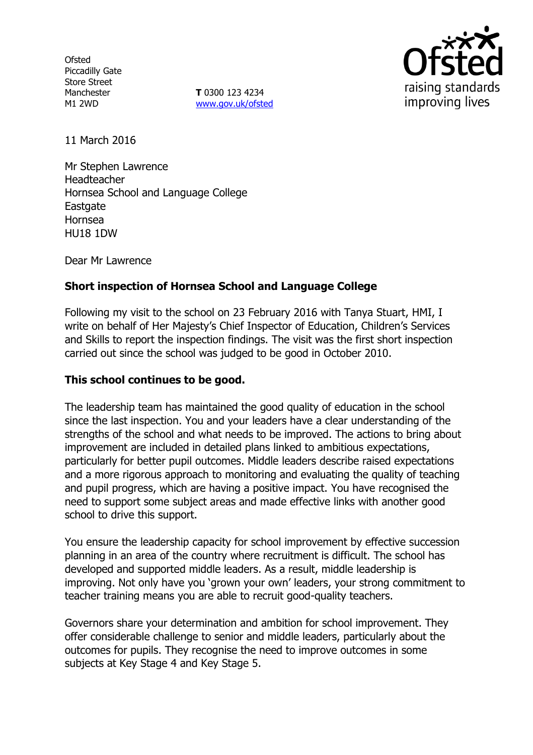Ofsted
Piccadilly Gate
Store Street
Manchester
M1 2WD

**T** 0300 123 4234
www.gov.uk/ofsted

11 March 2016

Mr Stephen Lawrence
Headteacher
Hornsea School and Language College
Eastgate
Hornsea
HU18 1DW

Dear Mr Lawrence

**Short inspection of Hornsea School and Language College**

Following my visit to the school on 23 February 2016 with Tanya Stuart, HMI, I write on behalf of Her Majesty's Chief Inspector of Education, Children's Services and Skills to report the inspection findings. The visit was the first short inspection carried out since the school was judged to be good in October 2010.

**This school continues to be good.**

The leadership team has maintained the good quality of education in the school since the last inspection. You and your leaders have a clear understanding of the strengths of the school and what needs to be improved. The actions to bring about improvement are included in detailed plans linked to ambitious expectations, particularly for better pupil outcomes. Middle leaders describe raised expectations and a more rigorous approach to monitoring and evaluating the quality of teaching and pupil progress, which are having a positive impact. You have recognised the need to support some subject areas and made effective links with another good school to drive this support.

You ensure the leadership capacity for school improvement by effective succession planning in an area of the country where recruitment is difficult. The school has developed and supported middle leaders. As a result, middle leadership is improving. Not only have you 'grown your own' leaders, your strong commitment to teacher training means you are able to recruit good-quality teachers.

Governors share your determination and ambition for school improvement. They offer considerable challenge to senior and middle leaders, particularly about the outcomes for pupils. They recognise the need to improve outcomes in some subjects at Key Stage 4 and Key Stage 5.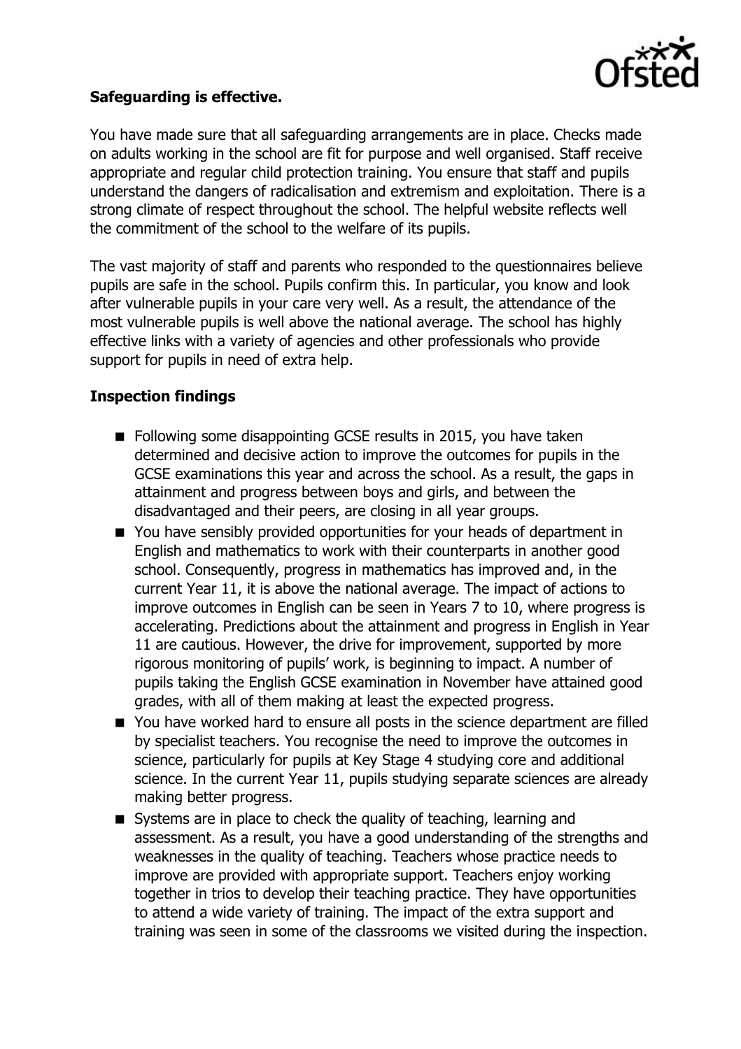**Safeguarding is effective.**

You have made sure that all safeguarding arrangements are in place. Checks made on adults working in the school are fit for purpose and well organised. Staff receive appropriate and regular child protection training. You ensure that staff and pupils understand the dangers of radicalisation and extremism and exploitation. There is a strong climate of respect throughout the school. The helpful website reflects well the commitment of the school to the welfare of its pupils.

The vast majority of staff and parents who responded to the questionnaires believe pupils are safe in the school. Pupils confirm this. In particular, you know and look after vulnerable pupils in your care very well. As a result, the attendance of the most vulnerable pupils is well above the national average. The school has highly effective links with a variety of agencies and other professionals who provide support for pupils in need of extra help.

**Inspection findings**

- Following some disappointing GCSE results in 2015, you have taken determined and decisive action to improve the outcomes for pupils in the GCSE examinations this year and across the school. As a result, the gaps in attainment and progress between boys and girls, and between the disadvantaged and their peers, are closing in all year groups.
- You have sensibly provided opportunities for your heads of department in English and mathematics to work with their counterparts in another good school. Consequently, progress in mathematics has improved and, in the current Year 11, it is above the national average. The impact of actions to improve outcomes in English can be seen in Years 7 to 10, where progress is accelerating. Predictions about the attainment and progress in English in Year 11 are cautious. However, the drive for improvement, supported by more rigorous monitoring of pupils' work, is beginning to impact. A number of pupils taking the English GCSE examination in November have attained good grades, with all of them making at least the expected progress.
- You have worked hard to ensure all posts in the science department are filled by specialist teachers. You recognise the need to improve the outcomes in science, particularly for pupils at Key Stage 4 studying core and additional science. In the current Year 11, pupils studying separate sciences are already making better progress.
- Systems are in place to check the quality of teaching, learning and assessment. As a result, you have a good understanding of the strengths and weaknesses in the quality of teaching. Teachers whose practice needs to improve are provided with appropriate support. Teachers enjoy working together in trios to develop their teaching practice. They have opportunities to attend a wide variety of training. The impact of the extra support and training was seen in some of the classrooms we visited during the inspection.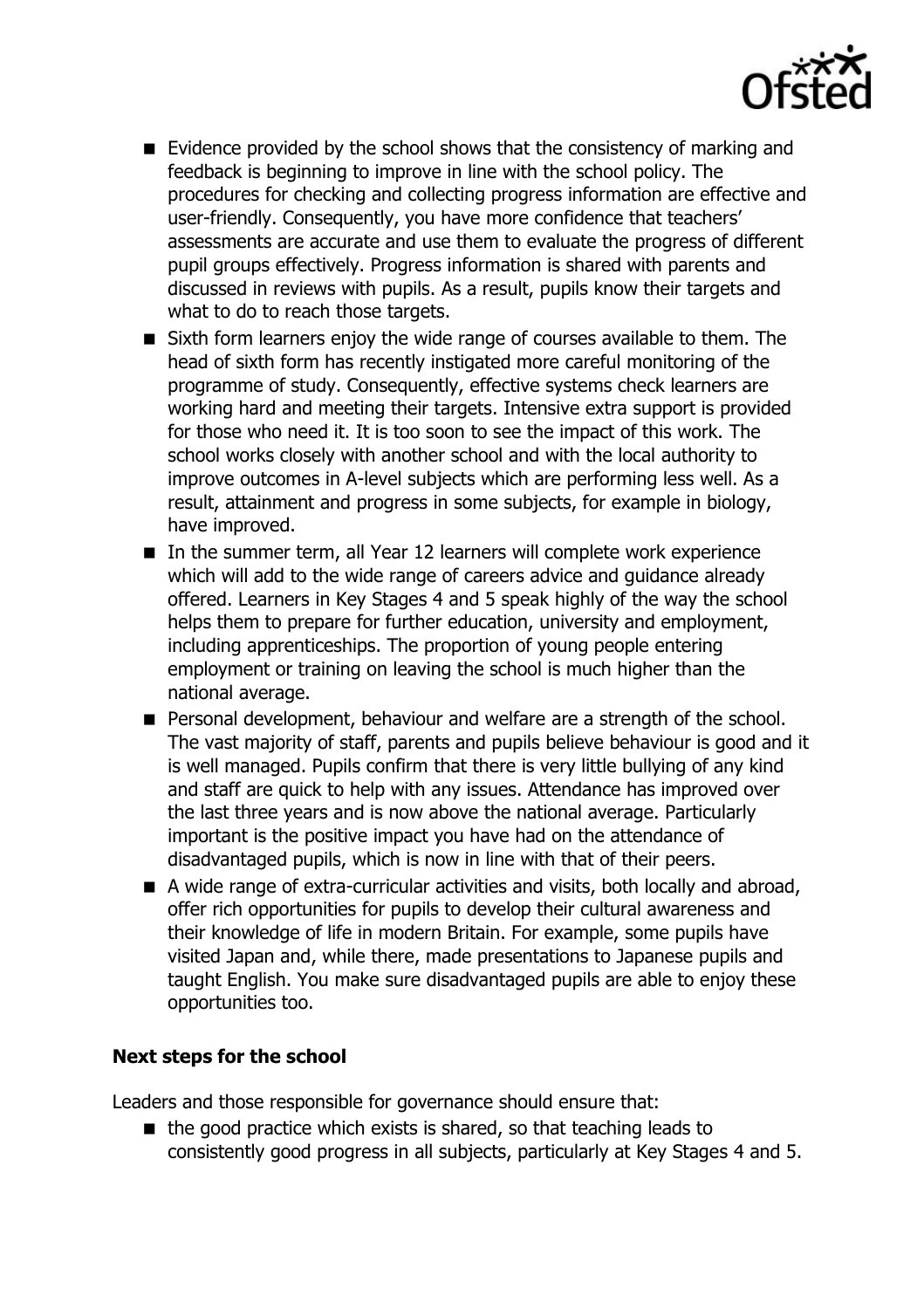- Evidence provided by the school shows that the consistency of marking and feedback is beginning to improve in line with the school policy. The procedures for checking and collecting progress information are effective and user-friendly. Consequently, you have more confidence that teachers' assessments are accurate and use them to evaluate the progress of different pupil groups effectively. Progress information is shared with parents and discussed in reviews with pupils. As a result, pupils know their targets and what to do to reach those targets.
- Sixth form learners enjoy the wide range of courses available to them. The head of sixth form has recently instigated more careful monitoring of the programme of study. Consequently, effective systems check learners are working hard and meeting their targets. Intensive extra support is provided for those who need it. It is too soon to see the impact of this work. The school works closely with another school and with the local authority to improve outcomes in A-level subjects which are performing less well. As a result, attainment and progress in some subjects, for example in biology, have improved.
- In the summer term, all Year 12 learners will complete work experience which will add to the wide range of careers advice and guidance already offered. Learners in Key Stages 4 and 5 speak highly of the way the school helps them to prepare for further education, university and employment, including apprenticeships. The proportion of young people entering employment or training on leaving the school is much higher than the national average.
- Personal development, behaviour and welfare are a strength of the school. The vast majority of staff, parents and pupils believe behaviour is good and it is well managed. Pupils confirm that there is very little bullying of any kind and staff are quick to help with any issues. Attendance has improved over the last three years and is now above the national average. Particularly important is the positive impact you have had on the attendance of disadvantaged pupils, which is now in line with that of their peers.
- A wide range of extra-curricular activities and visits, both locally and abroad, offer rich opportunities for pupils to develop their cultural awareness and their knowledge of life in modern Britain. For example, some pupils have visited Japan and, while there, made presentations to Japanese pupils and taught English. You make sure disadvantaged pupils are able to enjoy these opportunities too.

**Next steps for the school**

Leaders and those responsible for governance should ensure that:

- the good practice which exists is shared, so that teaching leads to consistently good progress in all subjects, particularly at Key Stages 4 and 5.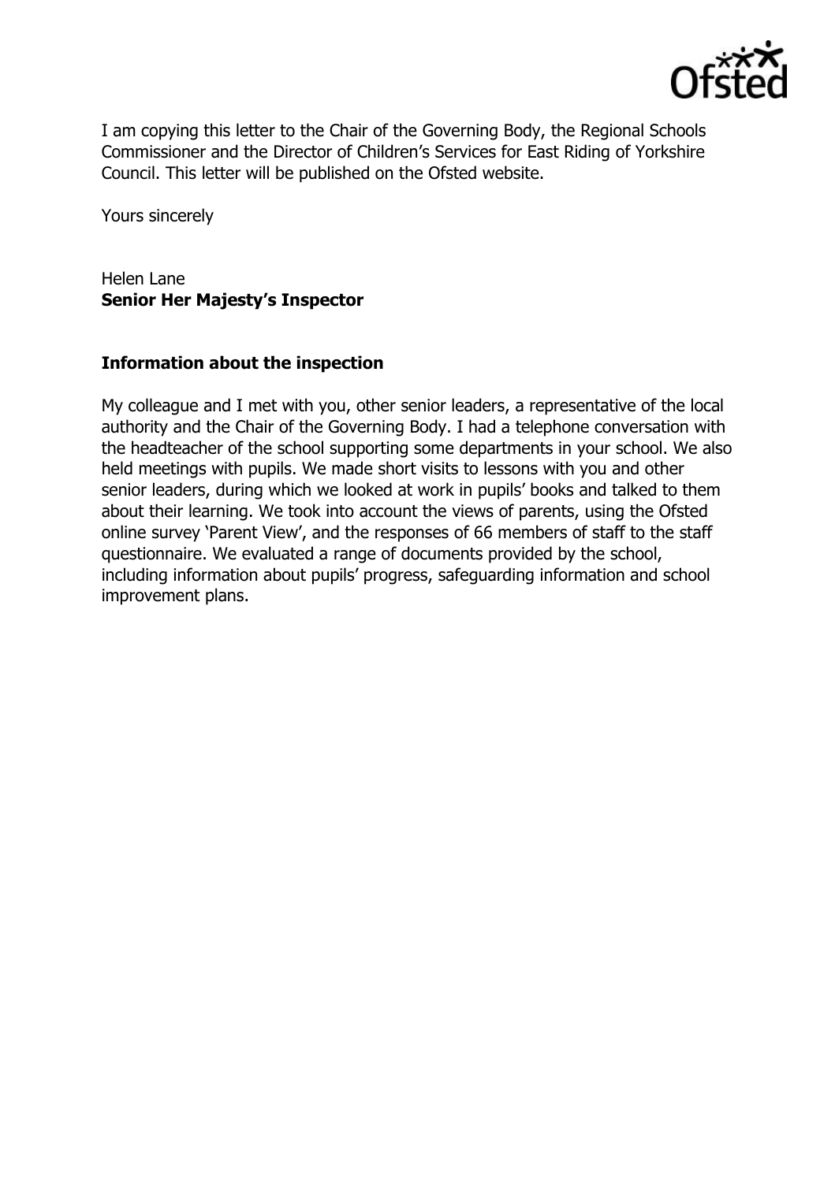I am copying this letter to the Chair of the Governing Body, the Regional Schools Commissioner and the Director of Children's Services for East Riding of Yorkshire Council. This letter will be published on the Ofsted website.

Yours sincerely

Helen Lane
**Senior Her Majesty's Inspector**

## Information about the inspection

My colleague and I met with you, other senior leaders, a representative of the local authority and the Chair of the Governing Body. I had a telephone conversation with the headteacher of the school supporting some departments in your school. We also held meetings with pupils. We made short visits to lessons with you and other senior leaders, during which we looked at work in pupils' books and talked to them about their learning. We took into account the views of parents, using the Ofsted online survey 'Parent View', and the responses of 66 members of staff to the staff questionnaire. We evaluated a range of documents provided by the school, including information about pupils' progress, safeguarding information and school improvement plans.